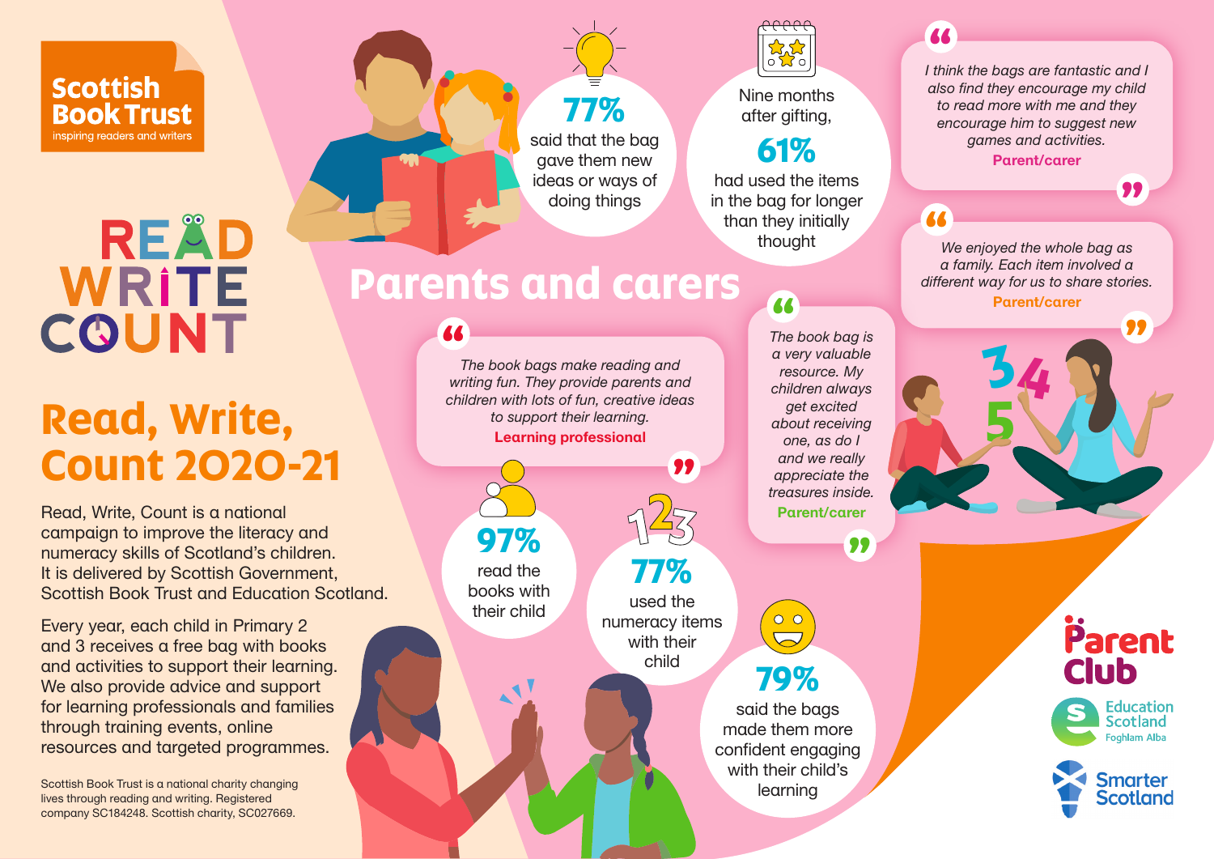Scottish Book Trust
inspiring readers and writers

READ WRITE COUNT

# Read, Write, Count 2020-21

Read, Write, Count is a national campaign to improve the literacy and numeracy skills of Scotland's children. It is delivered by Scottish Government, Scottish Book Trust and Education Scotland.

Every year, each child in Primary 2 and 3 receives a free bag with books and activities to support their learning. We also provide advice and support for learning professionals and families through training events, online resources and targeted programmes.

Scottish Book Trust is a national charity changing lives through reading and writing. Registered company SC184248. Scottish charity, SC027669.

## Parents and carers

**77%** said that the bag gave them new ideas or ways of doing things

Nine months after gifting, **61%** had used the items in the bag for longer than they initially thought

> *I think the bags are fantastic and I also find they encourage my child to read more with me and they encourage him to suggest new games and activities.*
> **Parent/carer**

> *We enjoyed the whole bag as a family. Each item involved a different way for us to share stories.*
> **Parent/carer**

> *The book bags make reading and writing fun. They provide parents and children with lots of fun, creative ideas to support their learning.*
> **Learning professional**

> *The book bag is a very valuable resource. My children always get excited about receiving one, as do I and we really appreciate the treasures inside.*
> **Parent/carer**

**97%** read the books with their child

**77%** used the numeracy items with their child

**79%** said the bags made them more confident engaging with their child's learning

Parent Club

Education Scotland
Foghlam Alba

Smarter Scotland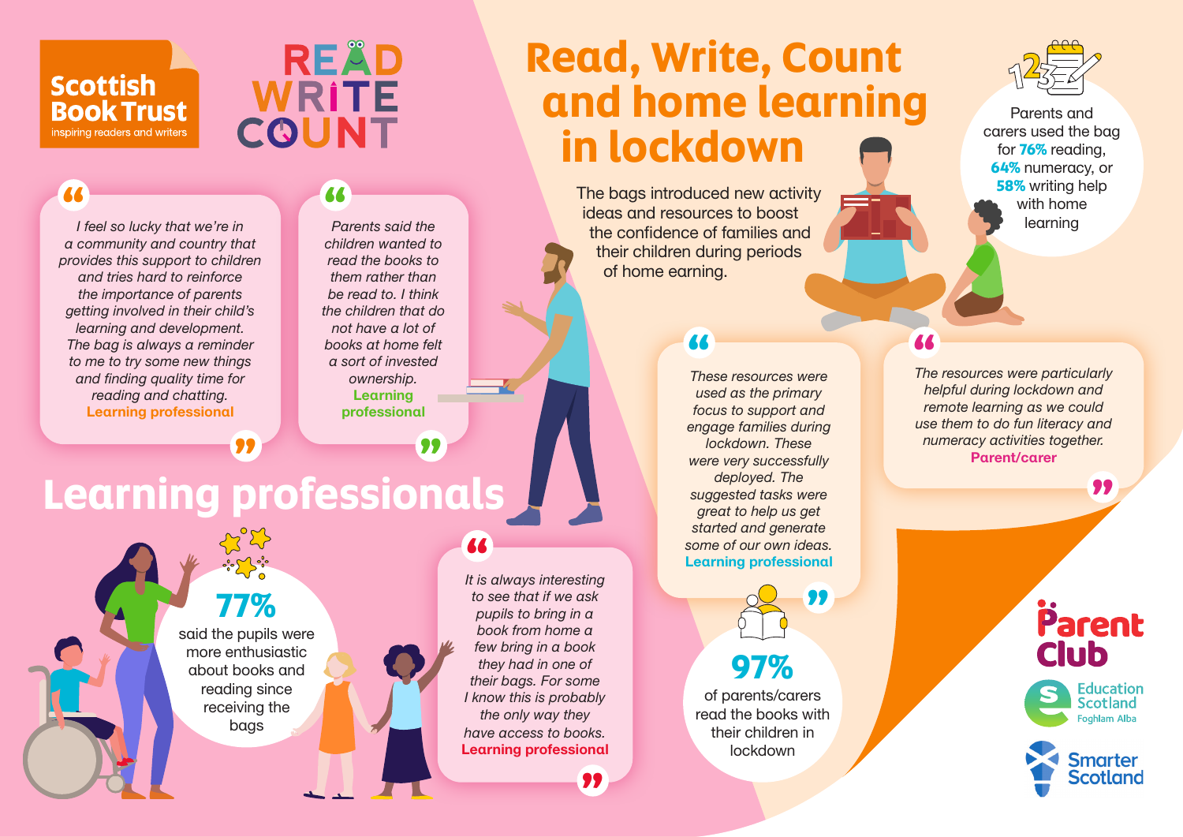Scottish Book Trust
inspiring readers and writers

READ WRITE COUNT

# Read, Write, Count and home learning in lockdown

The bags introduced new activity ideas and resources to boost the confidence of families and their children during periods of home earning.

Parents and carers used the bag for **76%** reading, **64%** numeracy, or **58%** writing help with home learning

*"I feel so lucky that we're in a community and country that provides this support to children and tries hard to reinforce the importance of parents getting involved in their child's learning and development. The bag is always a reminder to me to try some new things and finding quality time for reading and chatting."*
**Learning professional**

*"Parents said the children wanted to read the books to them rather than be read to. I think the children that do not have a lot of books at home felt a sort of invested ownership."*
**Learning professional**

*"These resources were used as the primary focus to support and engage families during lockdown. These were very successfully deployed. The suggested tasks were great to help us get started and generate some of our own ideas."*
**Learning professional**

*"The resources were particularly helpful during lockdown and remote learning as we could use them to do fun literacy and numeracy activities together."*
**Parent/carer**

## Learning professionals

**77%** said the pupils were more enthusiastic about books and reading since receiving the bags

*"It is always interesting to see that if we ask pupils to bring in a book from home a few bring in a book they had in one of their bags. For some I know this is probably the only way they have access to books."*
**Learning professional**

**97%** of parents/carers read the books with their children in lockdown

Parent Club

Education Scotland
Foghlam Alba

Smarter Scotland